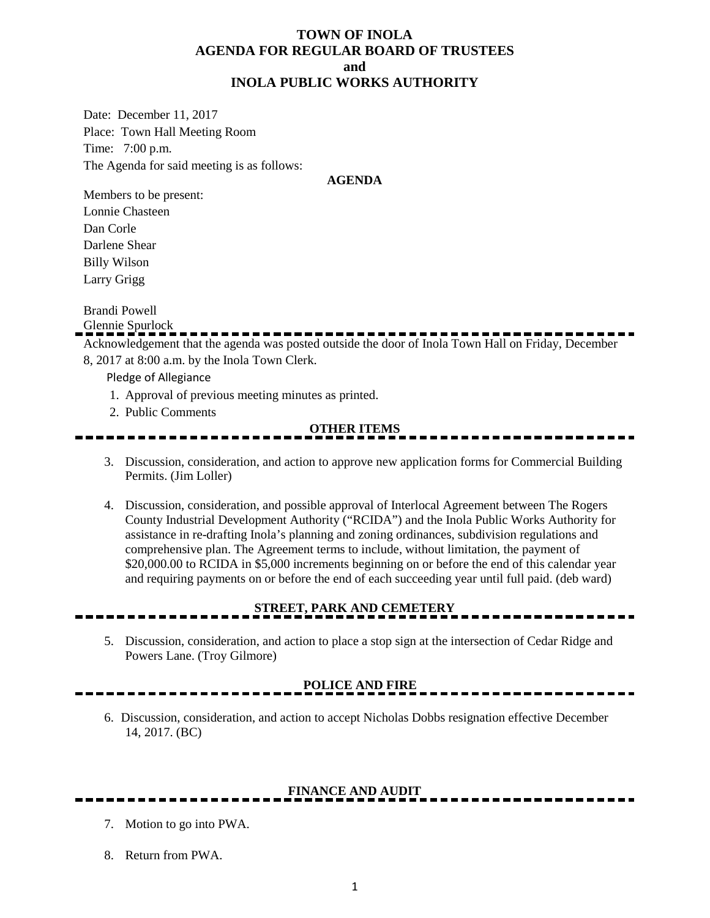# TOWN OF INOLA
# AGENDA FOR REGULAR BOARD OF TRUSTEES
# and
# INOLA PUBLIC WORKS AUTHORITY

Date: December 11, 2017

Place: Town Hall Meeting Room

Time: 7:00 p.m.

The Agenda for said meeting is as follows:

**AGENDA**

Members to be present:

Lonnie Chasteen

Dan Corle

Darlene Shear

Billy Wilson

Larry Grigg

Brandi Powell

Glennie Spurlock

---

Acknowledgement that the agenda was posted outside the door of Inola Town Hall on Friday, December 8, 2017 at 8:00 a.m. by the Inola Town Clerk.

Pledge of Allegiance

1. Approval of previous meeting minutes as printed.
2. Public Comments

## OTHER ITEMS

3. Discussion, consideration, and action to approve new application forms for Commercial Building Permits. (Jim Loller)

4. Discussion, consideration, and possible approval of Interlocal Agreement between The Rogers County Industrial Development Authority ("RCIDA") and the Inola Public Works Authority for assistance in re-drafting Inola's planning and zoning ordinances, subdivision regulations and comprehensive plan. The Agreement terms to include, without limitation, the payment of $20,000.00 to RCIDA in $5,000 increments beginning on or before the end of this calendar year and requiring payments on or before the end of each succeeding year until full paid. (deb ward)

## STREET, PARK AND CEMETERY

5. Discussion, consideration, and action to place a stop sign at the intersection of Cedar Ridge and Powers Lane. (Troy Gilmore)

## POLICE AND FIRE

6. Discussion, consideration, and action to accept Nicholas Dobbs resignation effective December 14, 2017. (BC)

## FINANCE AND AUDIT

7. Motion to go into PWA.

8. Return from PWA.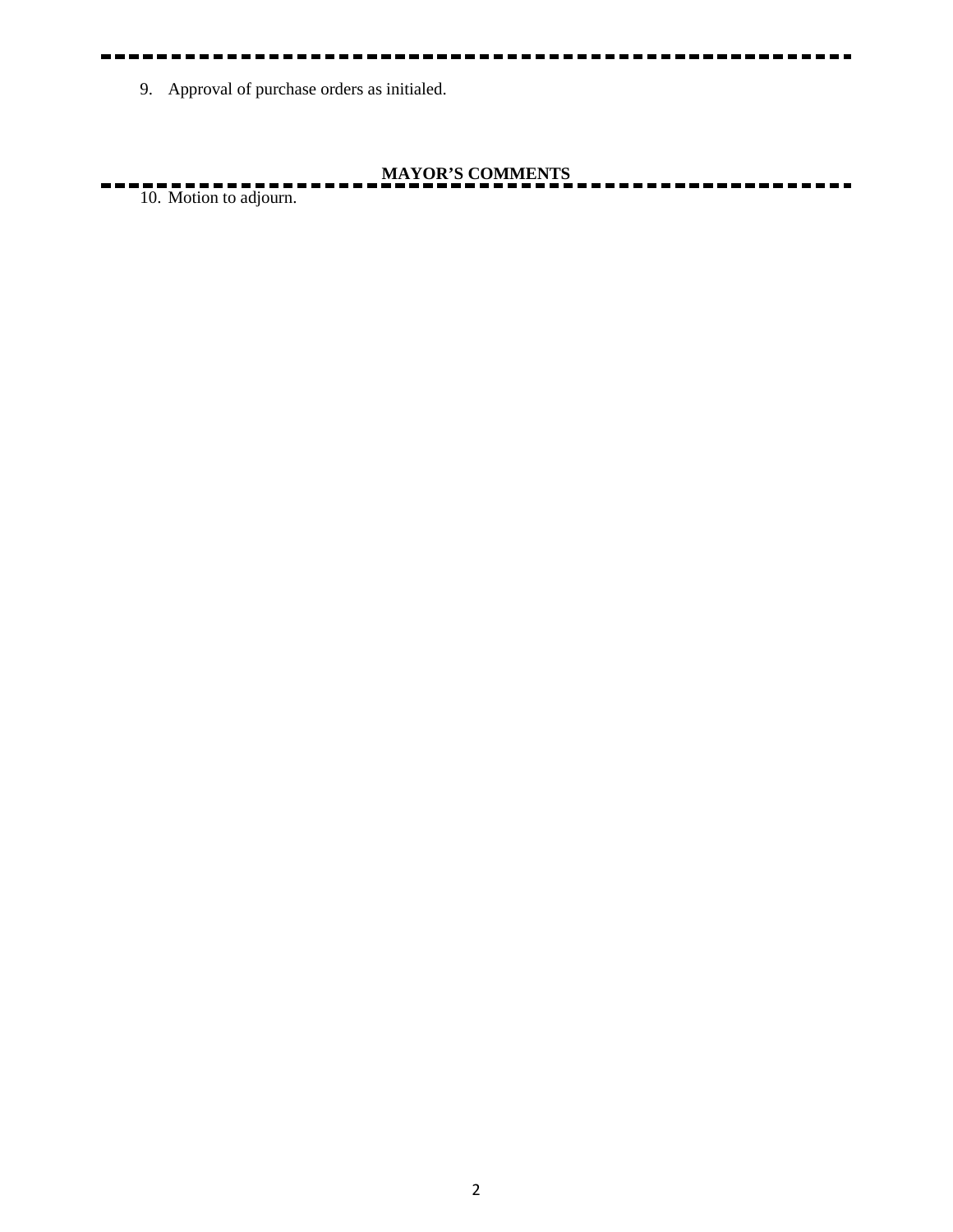9. Approval of purchase orders as initialed.

**MAYOR'S COMMENTS**

10. Motion to adjourn.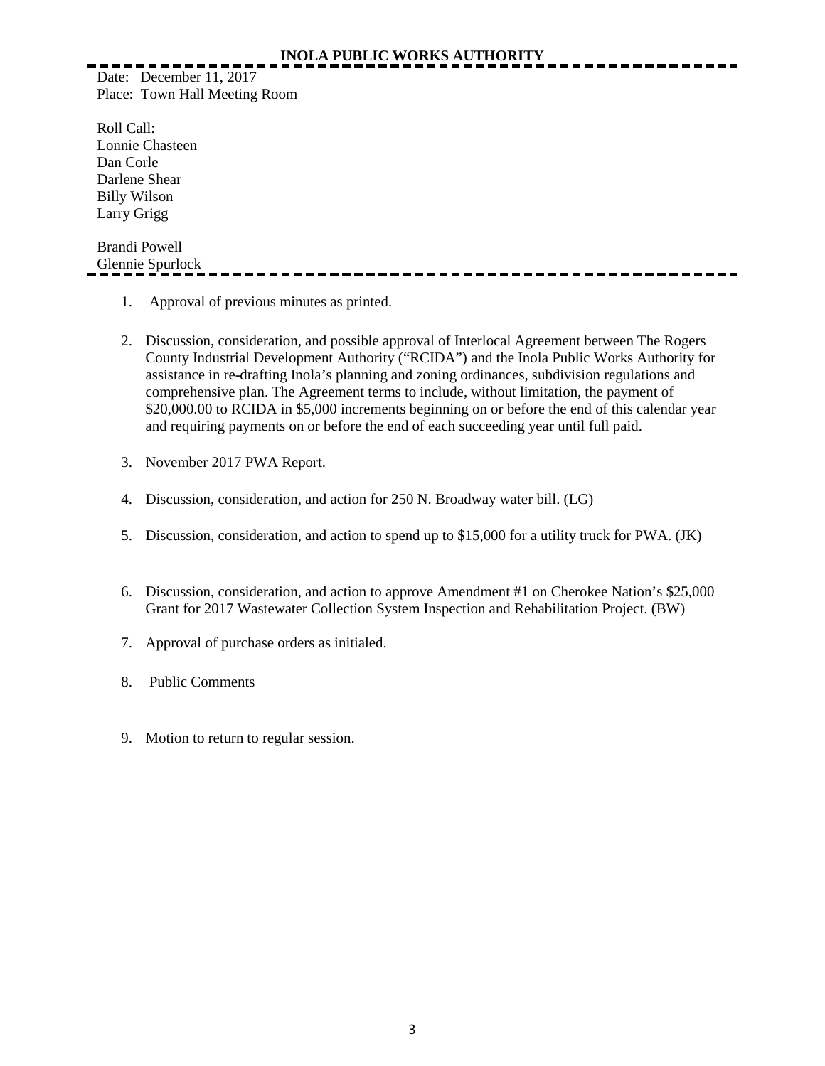**INOLA PUBLIC WORKS AUTHORITY**

Date: December 11, 2017
Place: Town Hall Meeting Room

Roll Call:
Lonnie Chasteen
Dan Corle
Darlene Shear
Billy Wilson
Larry Grigg

Brandi Powell
Glennie Spurlock

1. Approval of previous minutes as printed.

2. Discussion, consideration, and possible approval of Interlocal Agreement between The Rogers County Industrial Development Authority ("RCIDA") and the Inola Public Works Authority for assistance in re-drafting Inola's planning and zoning ordinances, subdivision regulations and comprehensive plan. The Agreement terms to include, without limitation, the payment of $20,000.00 to RCIDA in $5,000 increments beginning on or before the end of this calendar year and requiring payments on or before the end of each succeeding year until full paid.

3. November 2017 PWA Report.

4. Discussion, consideration, and action for 250 N. Broadway water bill. (LG)

5. Discussion, consideration, and action to spend up to $15,000 for a utility truck for PWA. (JK)

6. Discussion, consideration, and action to approve Amendment #1 on Cherokee Nation's $25,000 Grant for 2017 Wastewater Collection System Inspection and Rehabilitation Project. (BW)

7. Approval of purchase orders as initialed.

8. Public Comments

9. Motion to return to regular session.